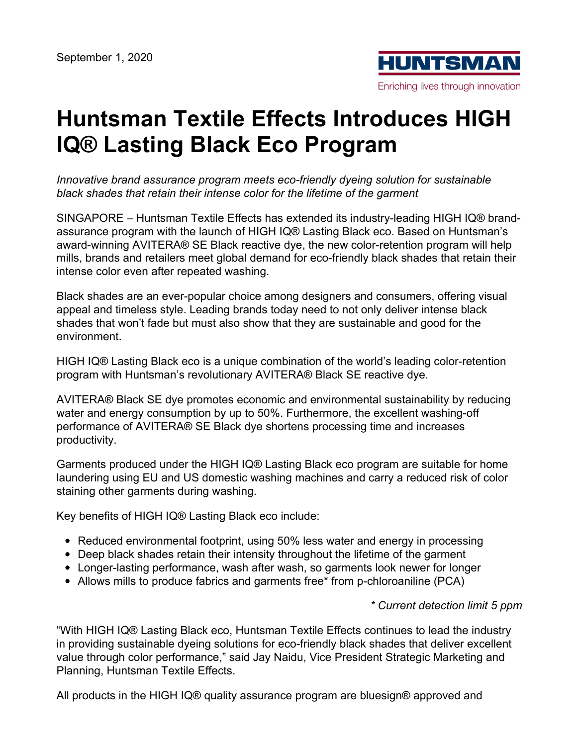September 1, 2020

HUNTSMAN

Enriching lives through innovation

# Huntsman Textile Effects Introduces HIGH IQ® Lasting Black Eco Program

*Innovative brand assurance program meets eco-friendly dyeing solution for sustainable black shades that retain their intense color for the lifetime of the garment*

SINGAPORE – Huntsman Textile Effects has extended its industry-leading HIGH IQ® brand-assurance program with the launch of HIGH IQ® Lasting Black eco. Based on Huntsman's award-winning AVITERA® SE Black reactive dye, the new color-retention program will help mills, brands and retailers meet global demand for eco-friendly black shades that retain their intense color even after repeated washing.

Black shades are an ever-popular choice among designers and consumers, offering visual appeal and timeless style. Leading brands today need to not only deliver intense black shades that won't fade but must also show that they are sustainable and good for the environment.

HIGH IQ® Lasting Black eco is a unique combination of the world's leading color-retention program with Huntsman's revolutionary AVITERA® Black SE reactive dye.

AVITERA® Black SE dye promotes economic and environmental sustainability by reducing water and energy consumption by up to 50%. Furthermore, the excellent washing-off performance of AVITERA® SE Black dye shortens processing time and increases productivity.

Garments produced under the HIGH IQ® Lasting Black eco program are suitable for home laundering using EU and US domestic washing machines and carry a reduced risk of color staining other garments during washing.

Key benefits of HIGH IQ® Lasting Black eco include:

- Reduced environmental footprint, using 50% less water and energy in processing
- Deep black shades retain their intensity throughout the lifetime of the garment
- Longer-lasting performance, wash after wash, so garments look newer for longer
- Allows mills to produce fabrics and garments free* from p-chloroaniline (PCA)

*\* Current detection limit 5 ppm*

"With HIGH IQ® Lasting Black eco, Huntsman Textile Effects continues to lead the industry in providing sustainable dyeing solutions for eco-friendly black shades that deliver excellent value through color performance," said Jay Naidu, Vice President Strategic Marketing and Planning, Huntsman Textile Effects.

All products in the HIGH IQ® quality assurance program are bluesign® approved and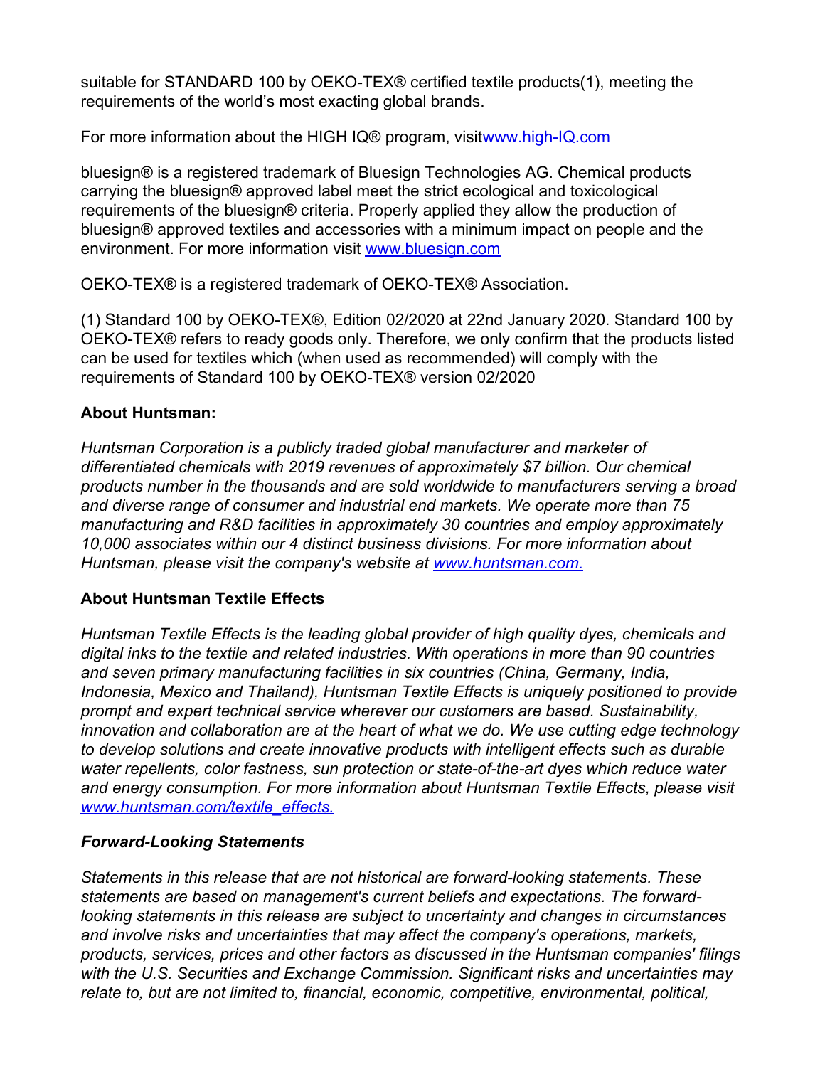suitable for STANDARD 100 by OEKO-TEX® certified textile products(1), meeting the requirements of the world's most exacting global brands.

For more information about the HIGH IQ® program, visitwww.high-IQ.com

bluesign® is a registered trademark of Bluesign Technologies AG. Chemical products carrying the bluesign® approved label meet the strict ecological and toxicological requirements of the bluesign® criteria. Properly applied they allow the production of bluesign® approved textiles and accessories with a minimum impact on people and the environment. For more information visit www.bluesign.com

OEKO-TEX® is a registered trademark of OEKO-TEX® Association.

(1) Standard 100 by OEKO-TEX®, Edition 02/2020 at 22nd January 2020. Standard 100 by OEKO-TEX® refers to ready goods only. Therefore, we only confirm that the products listed can be used for textiles which (when used as recommended) will comply with the requirements of Standard 100 by OEKO-TEX® version 02/2020

**About Huntsman:**

*Huntsman Corporation is a publicly traded global manufacturer and marketer of differentiated chemicals with 2019 revenues of approximately $7 billion. Our chemical products number in the thousands and are sold worldwide to manufacturers serving a broad and diverse range of consumer and industrial end markets. We operate more than 75 manufacturing and R&D facilities in approximately 30 countries and employ approximately 10,000 associates within our 4 distinct business divisions. For more information about Huntsman, please visit the company's website at www.huntsman.com.*

**About Huntsman Textile Effects**

*Huntsman Textile Effects is the leading global provider of high quality dyes, chemicals and digital inks to the textile and related industries. With operations in more than 90 countries and seven primary manufacturing facilities in six countries (China, Germany, India, Indonesia, Mexico and Thailand), Huntsman Textile Effects is uniquely positioned to provide prompt and expert technical service wherever our customers are based. Sustainability, innovation and collaboration are at the heart of what we do. We use cutting edge technology to develop solutions and create innovative products with intelligent effects such as durable water repellents, color fastness, sun protection or state-of-the-art dyes which reduce water and energy consumption. For more information about Huntsman Textile Effects, please visit www.huntsman.com/textile_effects.*

***Forward-Looking Statements***

*Statements in this release that are not historical are forward-looking statements. These statements are based on management's current beliefs and expectations. The forward-looking statements in this release are subject to uncertainty and changes in circumstances and involve risks and uncertainties that may affect the company's operations, markets, products, services, prices and other factors as discussed in the Huntsman companies' filings with the U.S. Securities and Exchange Commission. Significant risks and uncertainties may relate to, but are not limited to, financial, economic, competitive, environmental, political,*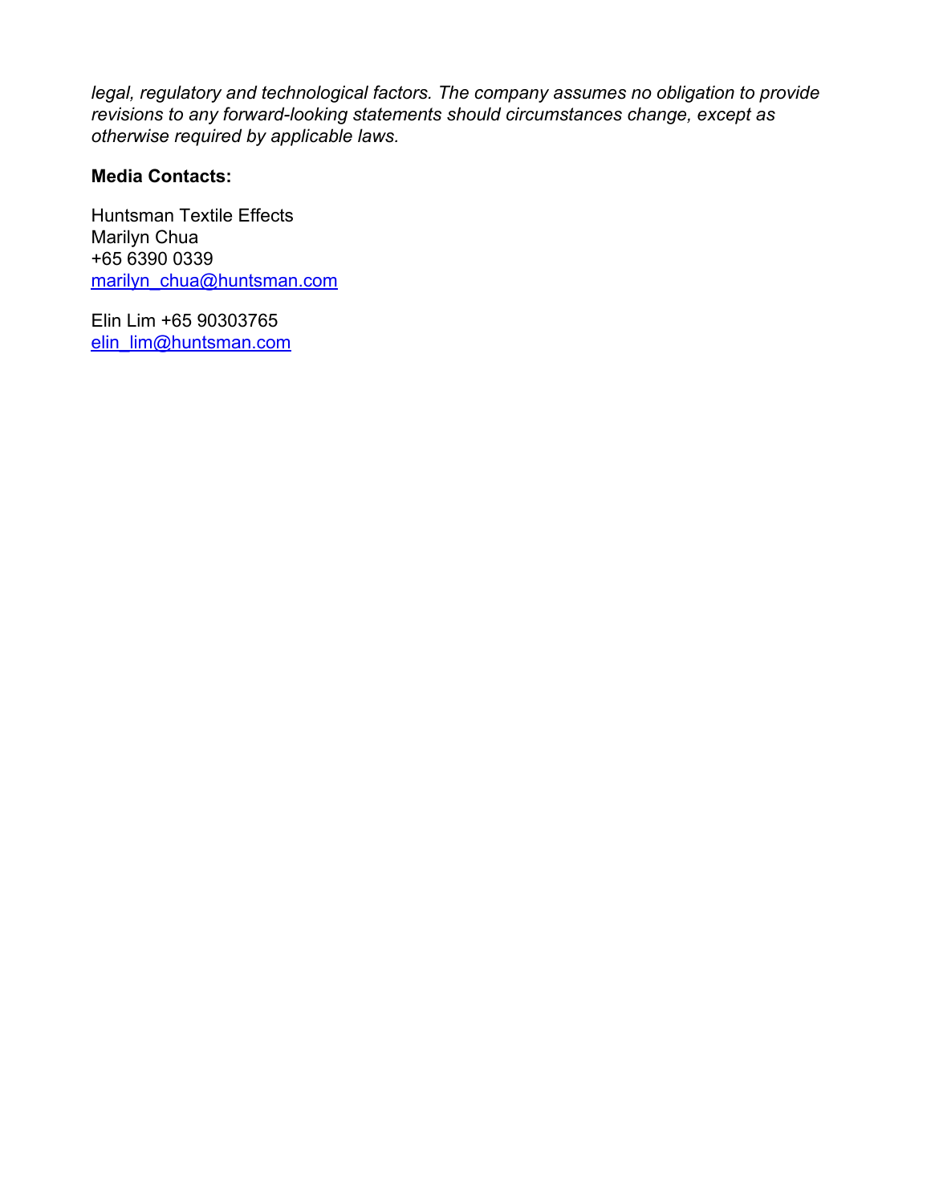*legal, regulatory and technological factors. The company assumes no obligation to provide revisions to any forward-looking statements should circumstances change, except as otherwise required by applicable laws.*

**Media Contacts:**

Huntsman Textile Effects
Marilyn Chua
+65 6390 0339
marilyn_chua@huntsman.com

Elin Lim +65 90303765
elin_lim@huntsman.com